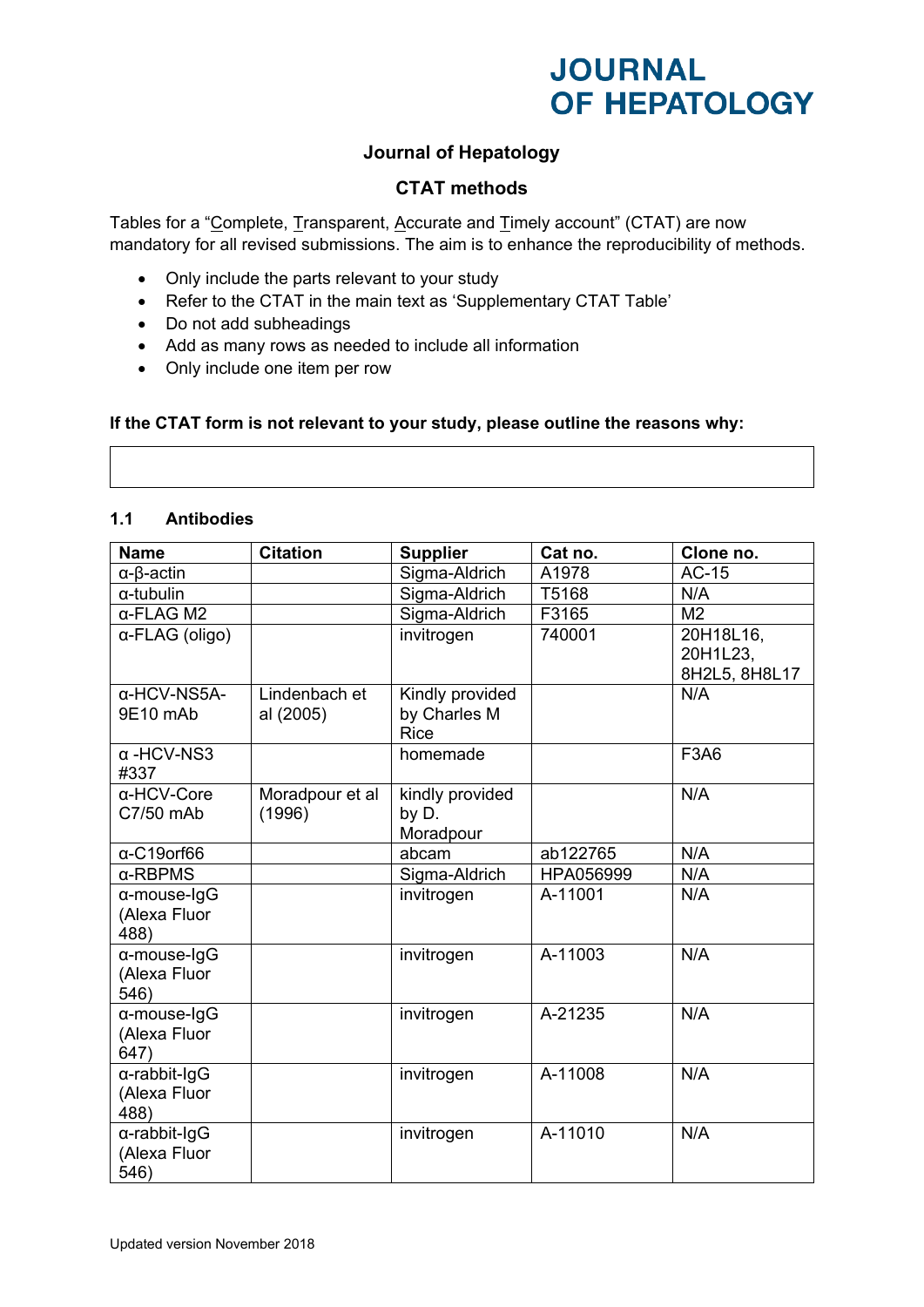# JOURNAL OF HEPATOLOGY

**Journal of Hepatology**

**CTAT methods**

Tables for a "Complete, Transparent, Accurate and Timely account" (CTAT) are now mandatory for all revised submissions. The aim is to enhance the reproducibility of methods.

- Only include the parts relevant to your study
- Refer to the CTAT in the main text as 'Supplementary CTAT Table'
- Do not add subheadings
- Add as many rows as needed to include all information
- Only include one item per row

**If the CTAT form is not relevant to your study, please outline the reasons why:**

### 1.1 Antibodies

| Name | Citation | Supplier | Cat no. | Clone no. |
|---|---|---|---|---|
| α-β-actin | | Sigma-Aldrich | A1978 | AC-15 |
| α-tubulin | | Sigma-Aldrich | T5168 | N/A |
| α-FLAG M2 | | Sigma-Aldrich | F3165 | M2 |
| α-FLAG (oligo) | | invitrogen | 740001 | 20H18L16, 20H1L23, 8H2L5, 8H8L17 |
| α-HCV-NS5A-9E10 mAb | Lindenbach et al (2005) | Kindly provided by Charles M Rice | | N/A |
| α -HCV-NS3 #337 | | homemade | | F3A6 |
| α-HCV-Core C7/50 mAb | Moradpour et al (1996) | kindly provided by D. Moradpour | | N/A |
| α-C19orf66 | | abcam | ab122765 | N/A |
| α-RBPMS | | Sigma-Aldrich | HPA056999 | N/A |
| α-mouse-IgG (Alexa Fluor 488) | | invitrogen | A-11001 | N/A |
| α-mouse-IgG (Alexa Fluor 546) | | invitrogen | A-11003 | N/A |
| α-mouse-IgG (Alexa Fluor 647) | | invitrogen | A-21235 | N/A |
| α-rabbit-IgG (Alexa Fluor 488) | | invitrogen | A-11008 | N/A |
| α-rabbit-IgG (Alexa Fluor 546) | | invitrogen | A-11010 | N/A |

Updated version November 2018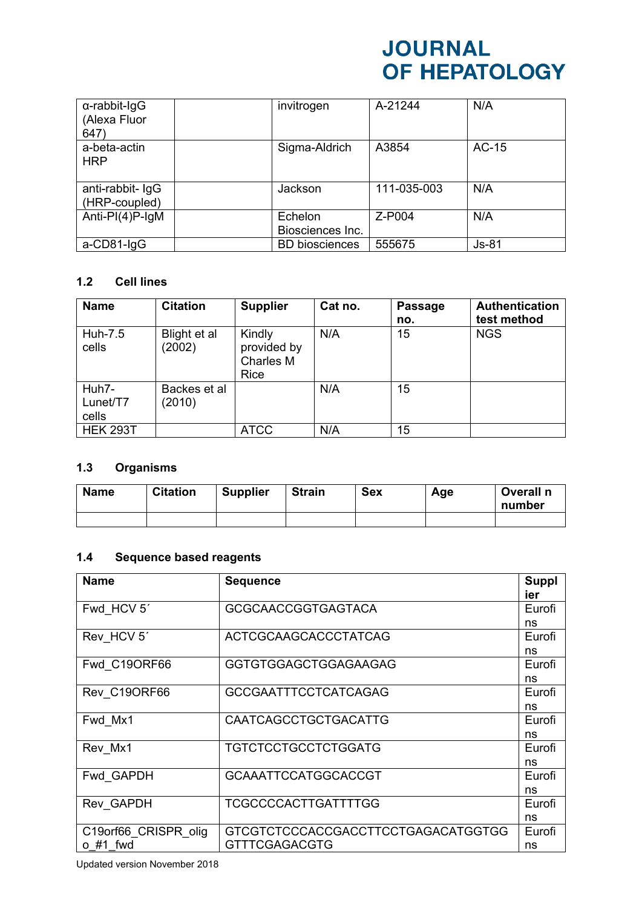| α-rabbit-IgG (Alexa Fluor 647) | | invitrogen | A-21244 | N/A |
|---|---|---|---|---|
| a-beta-actin HRP | | Sigma-Aldrich | A3854 | AC-15 |
| anti-rabbit- IgG (HRP-coupled) | | Jackson | 111-035-003 | N/A |
| Anti-PI(4)P-IgM | | Echelon Biosciences Inc. | Z-P004 | N/A |
| a-CD81-IgG | | BD biosciences | 555675 | Js-81 |

### 1.2 Cell lines

| Name | Citation | Supplier | Cat no. | Passage no. | Authentication test method |
|---|---|---|---|---|---|
| Huh-7.5 cells | Blight et al (2002) | Kindly provided by Charles M Rice | N/A | 15 | NGS |
| Huh7-Lunet/T7 cells | Backes et al (2010) | | N/A | 15 | |
| HEK 293T | | ATCC | N/A | 15 | |

### 1.3 Organisms

| Name | Citation | Supplier | Strain | Sex | Age | Overall n number |
|---|---|---|---|---|---|---|
| | | | | | | |

### 1.4 Sequence based reagents

| Name | Sequence | Supplier |
|---|---|---|
| Fwd_HCV 5´ | GCGCAACCGGTGAGTACA | Eurofins |
| Rev_HCV 5´ | ACTCGCAAGCACCCTATCAG | Eurofins |
| Fwd_C19ORF66 | GGTGTGGAGCTGGAGAAGAG | Eurofins |
| Rev_C19ORF66 | GCCGAATTTCCTCATCAGAG | Eurofins |
| Fwd_Mx1 | CAATCAGCCTGCTGACATTG | Eurofins |
| Rev_Mx1 | TGTCTCCTGCCTCTGGATG | Eurofins |
| Fwd_GAPDH | GCAAATTCCATGGCACCGT | Eurofins |
| Rev_GAPDH | TCGCCCCACTTGATTTTGG | Eurofins |
| C19orf66_CRISPR_oligo_#1_fwd | GTCGTCTCCCACCGACCTTCCTGAGACATGGTGGGTTTCGAGACGTG | Eurofins |

Updated version November 2018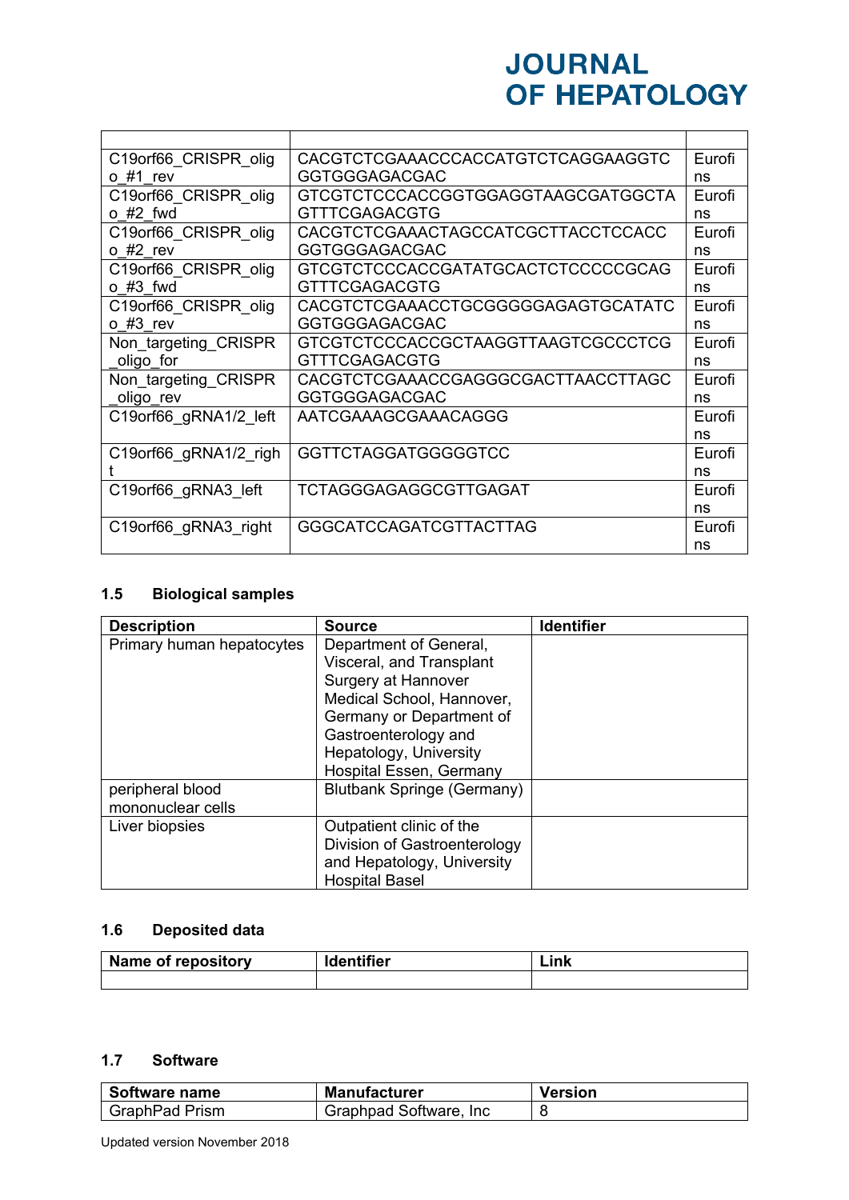| | | |
|---|---|---|
| C19orf66_CRISPR_oligo_#1_rev | CACGTCTCGAAACCCACCATGTCTCAGGAAGGTCGGTGGGAGACGAC | Eurofins |
| C19orf66_CRISPR_oligo_#2_fwd | GTCGTCTCCCACCGGTGGAGGTAAGCGATGGCTAGTTTCGAGACGTG | Eurofins |
| C19orf66_CRISPR_oligo_#2_rev | CACGTCTCGAAACTAGCCATCGCTTACCTCCACCGGTGGGAGACGAC | Eurofins |
| C19orf66_CRISPR_oligo_#3_fwd | GTCGTCTCCCACCGATATGCACTCTCCCCCGCAGGTTTCGAGACGTG | Eurofins |
| C19orf66_CRISPR_oligo_#3_rev | CACGTCTCGAAACCTGCGGGGGAGAGTGCATATCGGTGGGAGACGAC | Eurofins |
| Non_targeting_CRISPR_oligo_for | GTCGTCTCCCACCGCTAAGGTTAAGTCGCCCTCGGTTTCGAGACGTG | Eurofins |
| Non_targeting_CRISPR_oligo_rev | CACGTCTCGAAACCGAGGGCGACTTAACCTTAGCGGTGGGAGACGAC | Eurofins |
| C19orf66_gRNA1/2_left | AATCGAAAGCGAAACAGGG | Eurofins |
| C19orf66_gRNA1/2_right | GGTTCTAGGATGGGGGTCC | Eurofins |
| C19orf66_gRNA3_left | TCTAGGGAGAGGCGTTGAGAT | Eurofins |
| C19orf66_gRNA3_right | GGGCATCCAGATCGTTACTTAG | Eurofins |

### 1.5 Biological samples

| Description | Source | Identifier |
|---|---|---|
| Primary human hepatocytes | Department of General, Visceral, and Transplant Surgery at Hannover Medical School, Hannover, Germany or Department of Gastroenterology and Hepatology, University Hospital Essen, Germany | |
| peripheral blood mononuclear cells | Blutbank Springe (Germany) | |
| Liver biopsies | Outpatient clinic of the Division of Gastroenterology and Hepatology, University Hospital Basel | |

### 1.6 Deposited data

| Name of repository | Identifier | Link |
|---|---|---|
| | | |

### 1.7 Software

| Software name | Manufacturer | Version |
|---|---|---|
| GraphPad Prism | Graphpad Software, Inc | 8 |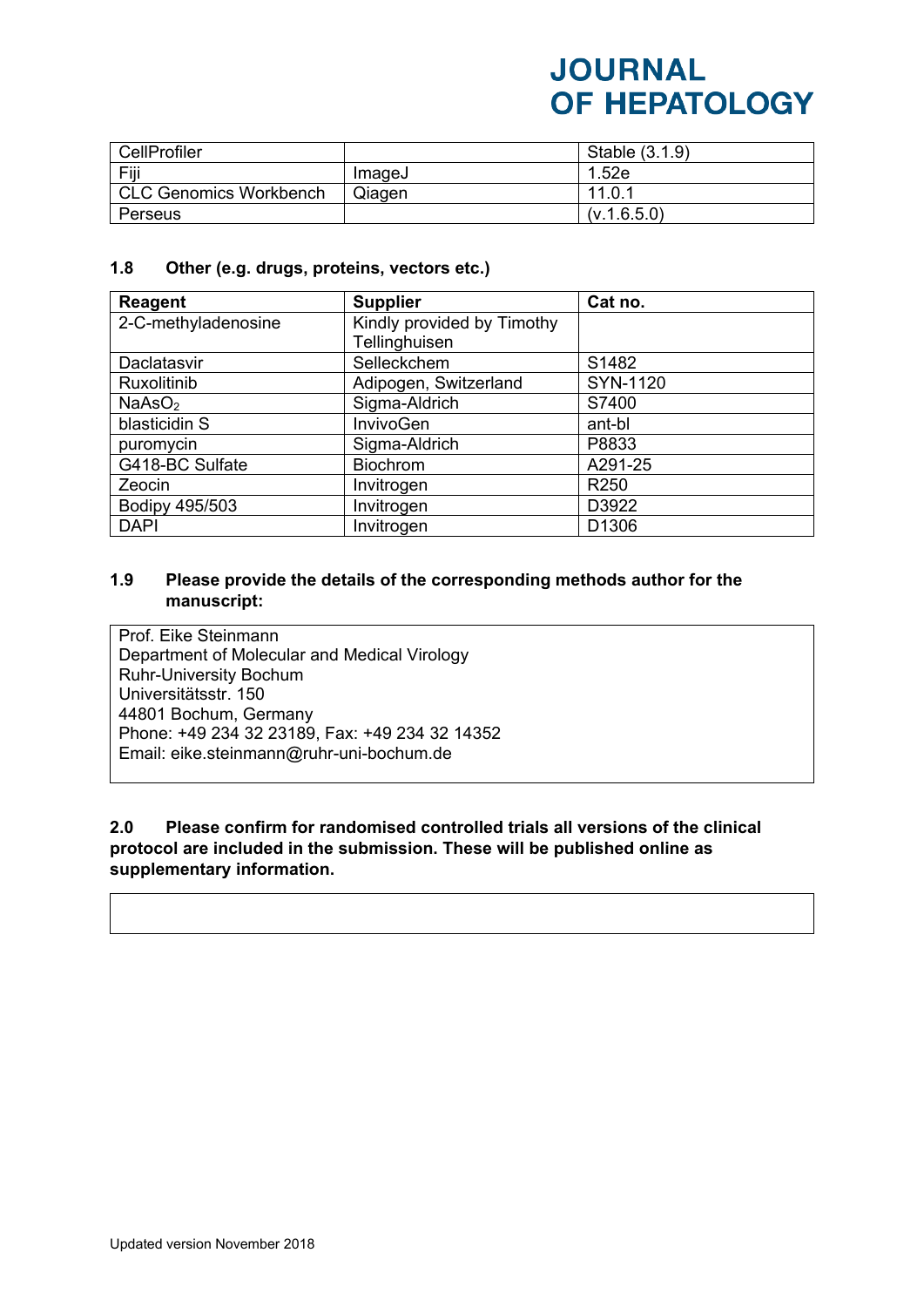| | | |
|---|---|---|
| CellProfiler | | Stable (3.1.9) |
| Fiji | ImageJ | 1.52e |
| CLC Genomics Workbench | Qiagen | 11.0.1 |
| Perseus | | (v.1.6.5.0) |

### 1.8 Other (e.g. drugs, proteins, vectors etc.)

| Reagent | Supplier | Cat no. |
|---|---|---|
| 2-C-methyladenosine | Kindly provided by Timothy Tellinghuisen | |
| Daclatasvir | Selleckchem | S1482 |
| Ruxolitinib | Adipogen, Switzerland | SYN-1120 |
| $NaAsO_2$ | Sigma-Aldrich | S7400 |
| blasticidin S | InvivoGen | ant-bl |
| puromycin | Sigma-Aldrich | P8833 |
| G418-BC Sulfate | Biochrom | A291-25 |
| Zeocin | Invitrogen | R250 |
| Bodipy 495/503 | Invitrogen | D3922 |
| DAPI | Invitrogen | D1306 |

### 1.9 Please provide the details of the corresponding methods author for the manuscript:

Prof. Eike Steinmann
Department of Molecular and Medical Virology
Ruhr-University Bochum
Universitätsstr. 150
44801 Bochum, Germany
Phone: +49 234 32 23189, Fax: +49 234 32 14352
Email: eike.steinmann@ruhr-uni-bochum.de

### 2.0 Please confirm for randomised controlled trials all versions of the clinical protocol are included in the submission. These will be published online as supplementary information.

Updated version November 2018